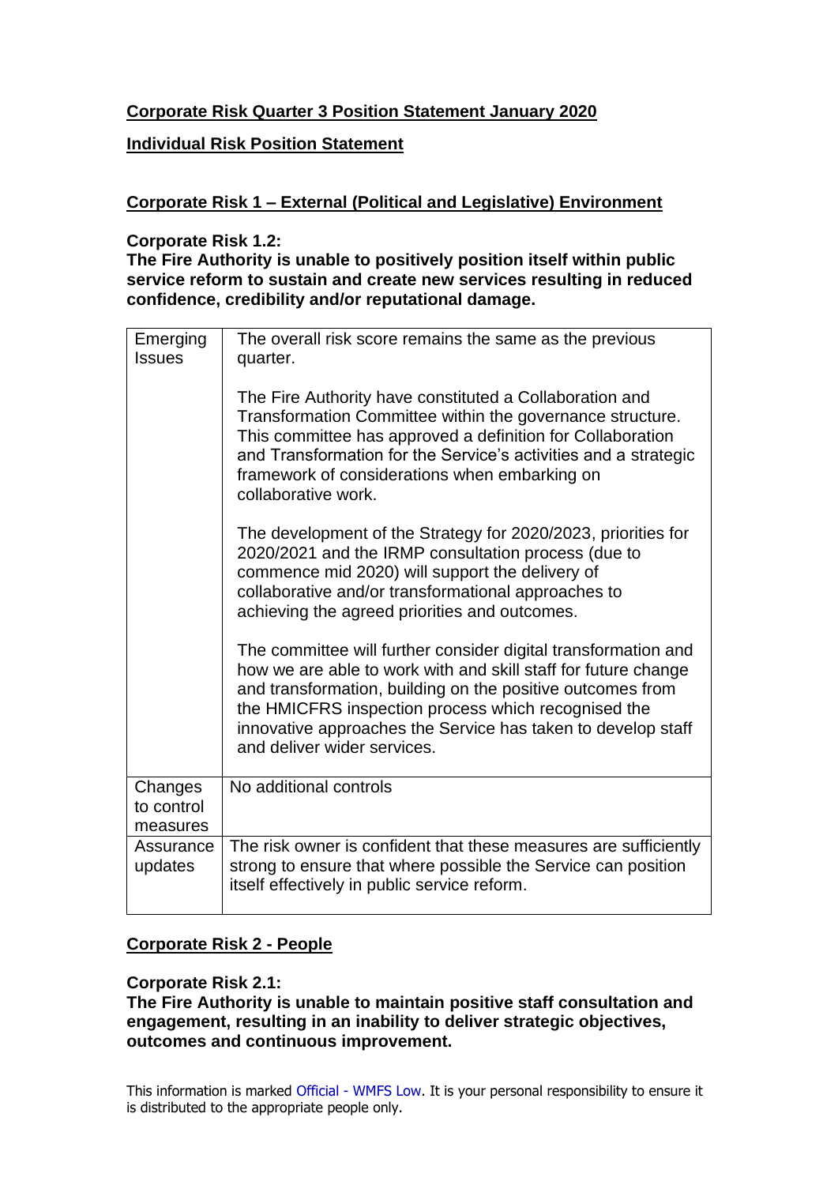# Corporate Risk Quarter 3 Position Statement January 2020

## Individual Risk Position Statement

## Corporate Risk 1 – External (Political and Legislative) Environment

**Corporate Risk 1.2:**
**The Fire Authority is unable to positively position itself within public service reform to sustain and create new services resulting in reduced confidence, credibility and/or reputational damage.**

| | |
|---|---|
| Emerging Issues | The overall risk score remains the same as the previous quarter.<br><br>The Fire Authority have constituted a Collaboration and Transformation Committee within the governance structure. This committee has approved a definition for Collaboration and Transformation for the Service's activities and a strategic framework of considerations when embarking on collaborative work.<br><br>The development of the Strategy for 2020/2023, priorities for 2020/2021 and the IRMP consultation process (due to commence mid 2020) will support the delivery of collaborative and/or transformational approaches to achieving the agreed priorities and outcomes.<br><br>The committee will further consider digital transformation and how we are able to work with and skill staff for future change and transformation, building on the positive outcomes from the HMICFRS inspection process which recognised the innovative approaches the Service has taken to develop staff and deliver wider services. |
| Changes to control measures | No additional controls |
| Assurance updates | The risk owner is confident that these measures are sufficiently strong to ensure that where possible the Service can position itself effectively in public service reform. |

## Corporate Risk 2 - People

**Corporate Risk 2.1:**
**The Fire Authority is unable to maintain positive staff consultation and engagement, resulting in an inability to deliver strategic objectives, outcomes and continuous improvement.**

This information is marked Official - WMFS Low. It is your personal responsibility to ensure it is distributed to the appropriate people only.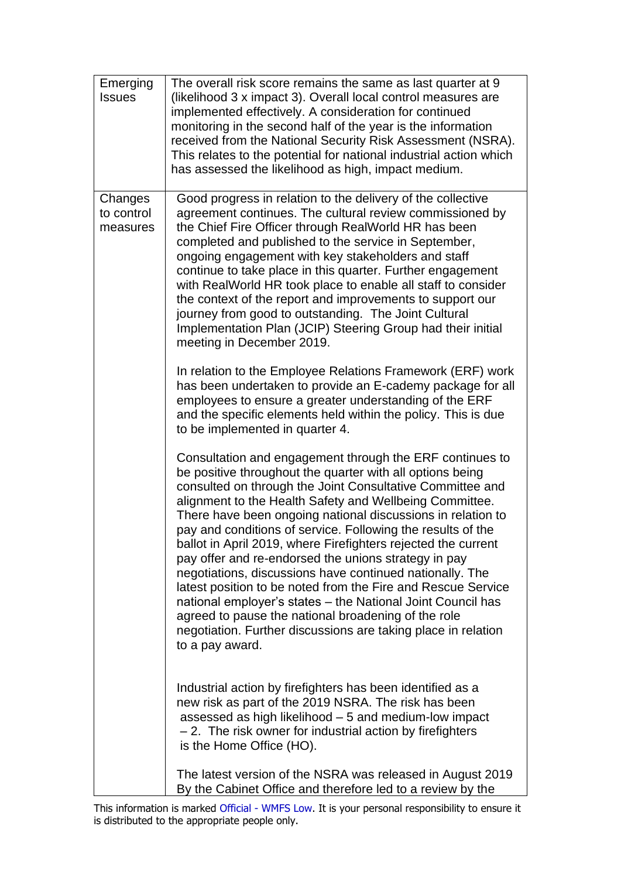| | |
|---|---|
| Emerging Issues | The overall risk score remains the same as last quarter at 9 (likelihood 3 x impact 3). Overall local control measures are implemented effectively. A consideration for continued monitoring in the second half of the year is the information received from the National Security Risk Assessment (NSRA). This relates to the potential for national industrial action which has assessed the likelihood as high, impact medium. |
| Changes to control measures | Good progress in relation to the delivery of the collective agreement continues. The cultural review commissioned by the Chief Fire Officer through RealWorld HR has been completed and published to the service in September, ongoing engagement with key stakeholders and staff continue to take place in this quarter. Further engagement with RealWorld HR took place to enable all staff to consider the context of the report and improvements to support our journey from good to outstanding. The Joint Cultural Implementation Plan (JCIP) Steering Group had their initial meeting in December 2019.<br><br>In relation to the Employee Relations Framework (ERF) work has been undertaken to provide an E-cademy package for all employees to ensure a greater understanding of the ERF and the specific elements held within the policy. This is due to be implemented in quarter 4.<br><br>Consultation and engagement through the ERF continues to be positive throughout the quarter with all options being consulted on through the Joint Consultative Committee and alignment to the Health Safety and Wellbeing Committee. There have been ongoing national discussions in relation to pay and conditions of service. Following the results of the ballot in April 2019, where Firefighters rejected the current pay offer and re-endorsed the unions strategy in pay negotiations, discussions have continued nationally. The latest position to be noted from the Fire and Rescue Service national employer's states – the National Joint Council has agreed to pause the national broadening of the role negotiation. Further discussions are taking place in relation to a pay award.<br><br>Industrial action by firefighters has been identified as a new risk as part of the 2019 NSRA. The risk has been assessed as high likelihood – 5 and medium-low impact – 2. The risk owner for industrial action by firefighters is the Home Office (HO).<br><br>The latest version of the NSRA was released in August 2019 By the Cabinet Office and therefore led to a review by the |

This information is marked Official - WMFS Low. It is your personal responsibility to ensure it is distributed to the appropriate people only.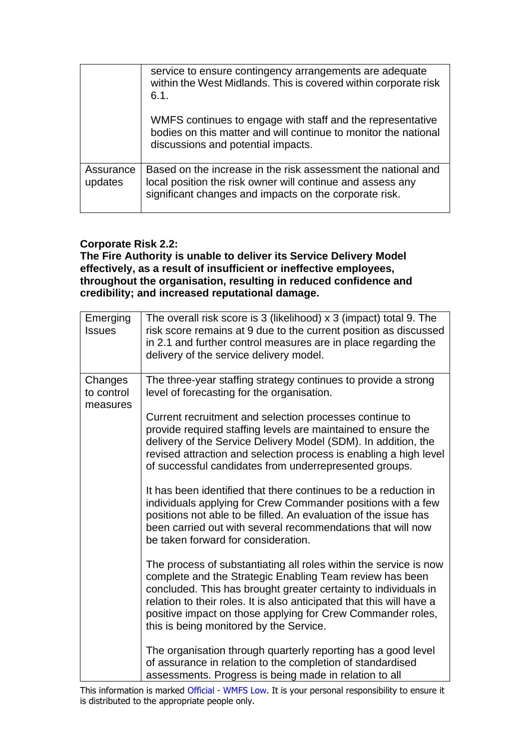| | |
|---|---|
| | service to ensure contingency arrangements are adequate within the West Midlands. This is covered within corporate risk 6.1.<br><br>WMFS continues to engage with staff and the representative bodies on this matter and will continue to monitor the national discussions and potential impacts. |
| Assurance updates | Based on the increase in the risk assessment the national and local position the risk owner will continue and assess any significant changes and impacts on the corporate risk. |

**Corporate Risk 2.2:**
**The Fire Authority is unable to deliver its Service Delivery Model effectively, as a result of insufficient or ineffective employees, throughout the organisation, resulting in reduced confidence and credibility; and increased reputational damage.**

| | |
|---|---|
| Emerging Issues | The overall risk score is 3 (likelihood) x 3 (impact) total 9. The risk score remains at 9 due to the current position as discussed in 2.1 and further control measures are in place regarding the delivery of the service delivery model. |
| Changes to control measures | The three-year staffing strategy continues to provide a strong level of forecasting for the organisation.<br><br>Current recruitment and selection processes continue to provide required staffing levels are maintained to ensure the delivery of the Service Delivery Model (SDM). In addition, the revised attraction and selection process is enabling a high level of successful candidates from underrepresented groups.<br><br>It has been identified that there continues to be a reduction in individuals applying for Crew Commander positions with a few positions not able to be filled. An evaluation of the issue has been carried out with several recommendations that will now be taken forward for consideration.<br><br>The process of substantiating all roles within the service is now complete and the Strategic Enabling Team review has been concluded. This has brought greater certainty to individuals in relation to their roles. It is also anticipated that this will have a positive impact on those applying for Crew Commander roles, this is being monitored by the Service.<br><br>The organisation through quarterly reporting has a good level of assurance in relation to the completion of standardised assessments. Progress is being made in relation to all |

This information is marked Official - WMFS Low. It is your personal responsibility to ensure it is distributed to the appropriate people only.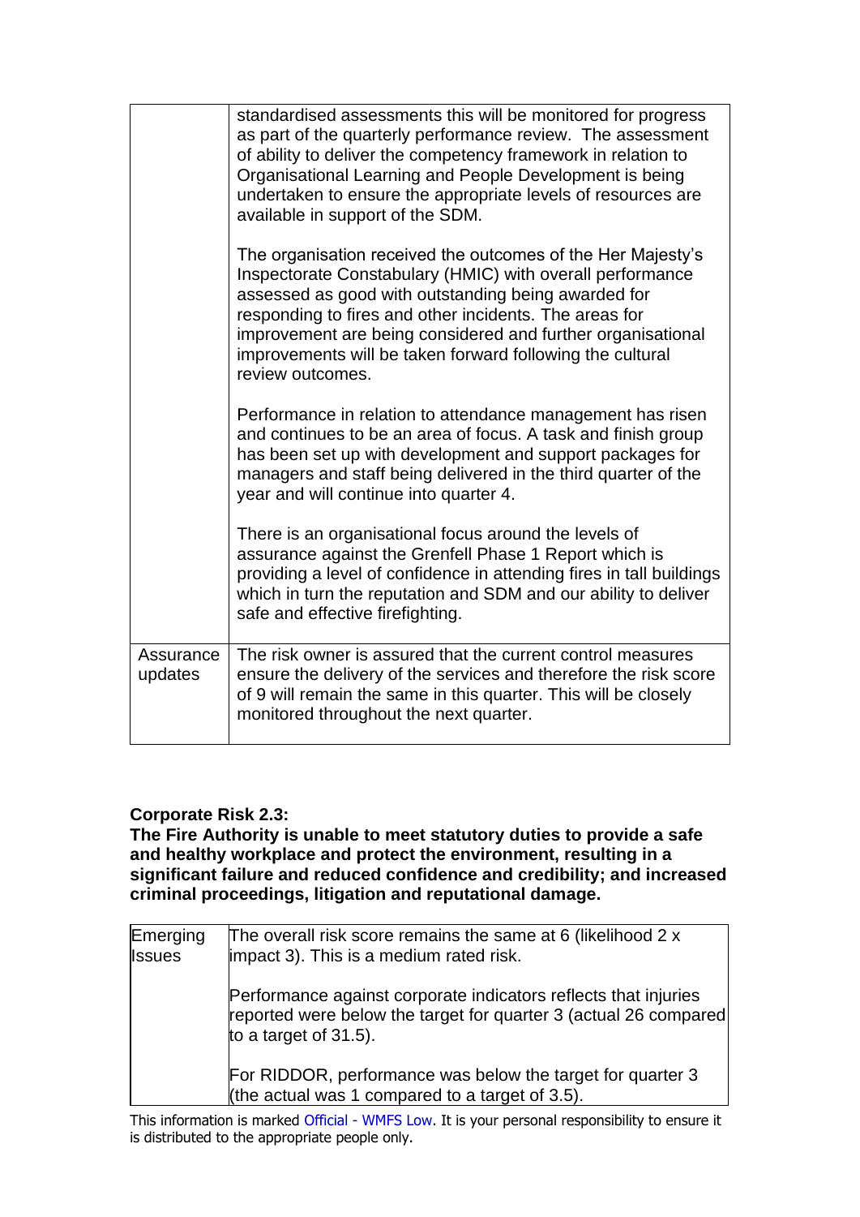| | |
|---|---|
| | standardised assessments this will be monitored for progress as part of the quarterly performance review. The assessment of ability to deliver the competency framework in relation to Organisational Learning and People Development is being undertaken to ensure the appropriate levels of resources are available in support of the SDM.<br><br>The organisation received the outcomes of the Her Majesty's Inspectorate Constabulary (HMIC) with overall performance assessed as good with outstanding being awarded for responding to fires and other incidents. The areas for improvement are being considered and further organisational improvements will be taken forward following the cultural review outcomes.<br><br>Performance in relation to attendance management has risen and continues to be an area of focus. A task and finish group has been set up with development and support packages for managers and staff being delivered in the third quarter of the year and will continue into quarter 4.<br><br>There is an organisational focus around the levels of assurance against the Grenfell Phase 1 Report which is providing a level of confidence in attending fires in tall buildings which in turn the reputation and SDM and our ability to deliver safe and effective firefighting. |
| Assurance updates | The risk owner is assured that the current control measures ensure the delivery of the services and therefore the risk score of 9 will remain the same in this quarter. This will be closely monitored throughout the next quarter. |

**Corporate Risk 2.3:**
**The Fire Authority is unable to meet statutory duties to provide a safe and healthy workplace and protect the environment, resulting in a significant failure and reduced confidence and credibility; and increased criminal proceedings, litigation and reputational damage.**

| | |
|---|---|
| Emerging Issues | The overall risk score remains the same at 6 (likelihood 2 x impact 3). This is a medium rated risk.<br><br>Performance against corporate indicators reflects that injuries reported were below the target for quarter 3 (actual 26 compared to a target of 31.5).<br><br>For RIDDOR, performance was below the target for quarter 3 (the actual was 1 compared to a target of 3.5). |

This information is marked Official - WMFS Low. It is your personal responsibility to ensure it is distributed to the appropriate people only.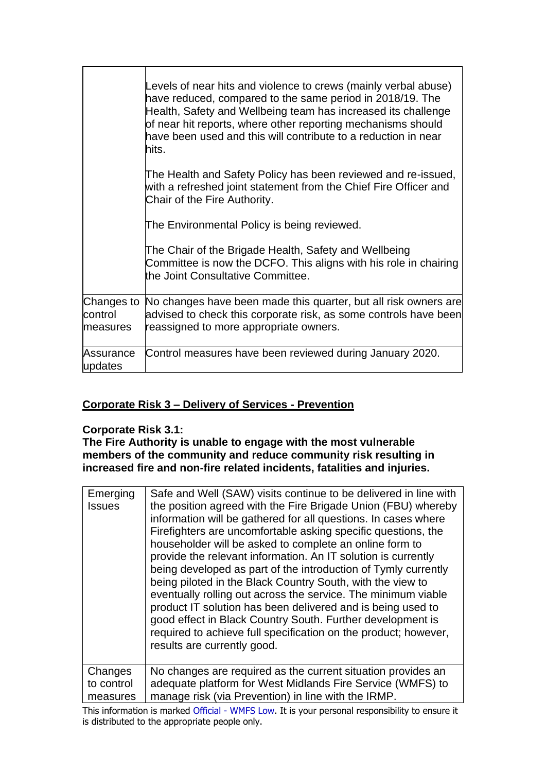| | |
|---|---|
| | Levels of near hits and violence to crews (mainly verbal abuse) have reduced, compared to the same period in 2018/19. The Health, Safety and Wellbeing team has increased its challenge of near hit reports, where other reporting mechanisms should have been used and this will contribute to a reduction in near hits.<br><br>The Health and Safety Policy has been reviewed and re-issued, with a refreshed joint statement from the Chief Fire Officer and Chair of the Fire Authority.<br><br>The Environmental Policy is being reviewed.<br><br>The Chair of the Brigade Health, Safety and Wellbeing Committee is now the DCFO. This aligns with his role in chairing the Joint Consultative Committee. |
| Changes to control measures | No changes have been made this quarter, but all risk owners are advised to check this corporate risk, as some controls have been reassigned to more appropriate owners. |
| Assurance updates | Control measures have been reviewed during January 2020. |

## Corporate Risk 3 – Delivery of Services - Prevention

**Corporate Risk 3.1:**
**The Fire Authority is unable to engage with the most vulnerable members of the community and reduce community risk resulting in increased fire and non-fire related incidents, fatalities and injuries.**

| | |
|---|---|
| Emerging Issues | Safe and Well (SAW) visits continue to be delivered in line with the position agreed with the Fire Brigade Union (FBU) whereby information will be gathered for all questions. In cases where Firefighters are uncomfortable asking specific questions, the householder will be asked to complete an online form to provide the relevant information. An IT solution is currently being developed as part of the introduction of Tymly currently being piloted in the Black Country South, with the view to eventually rolling out across the service. The minimum viable product IT solution has been delivered and is being used to good effect in Black Country South. Further development is required to achieve full specification on the product; however, results are currently good. |
| Changes to control measures | No changes are required as the current situation provides an adequate platform for West Midlands Fire Service (WMFS) to manage risk (via Prevention) in line with the IRMP. |

This information is marked Official - WMFS Low. It is your personal responsibility to ensure it is distributed to the appropriate people only.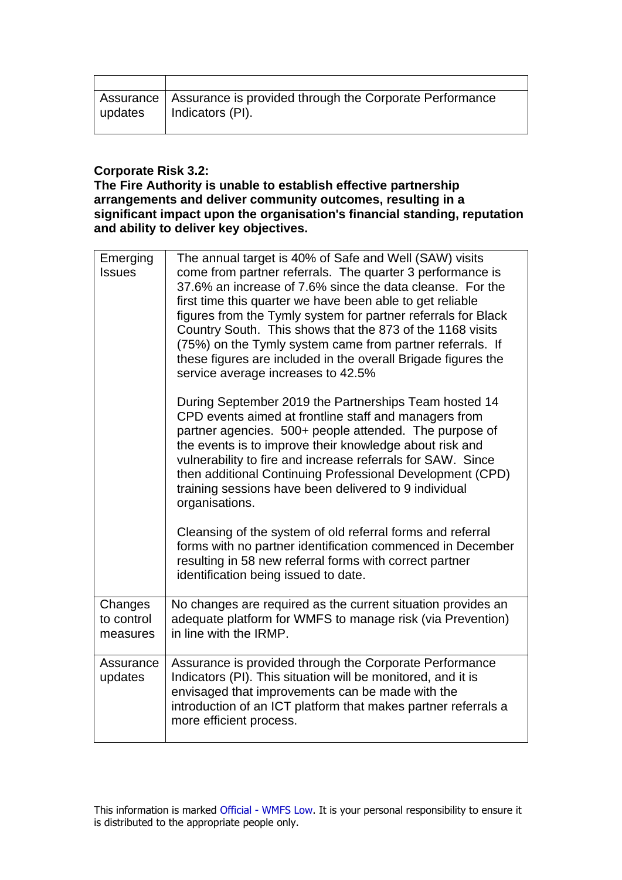| | |
|---|---|
| Assurance updates | Assurance is provided through the Corporate Performance Indicators (PI). |

**Corporate Risk 3.2:**
**The Fire Authority is unable to establish effective partnership arrangements and deliver community outcomes, resulting in a significant impact upon the organisation's financial standing, reputation and ability to deliver key objectives.**

| | |
|---|---|
| Emerging Issues | The annual target is 40% of Safe and Well (SAW) visits come from partner referrals. The quarter 3 performance is 37.6% an increase of 7.6% since the data cleanse. For the first time this quarter we have been able to get reliable figures from the Tymly system for partner referrals for Black Country South. This shows that the 873 of the 1168 visits (75%) on the Tymly system came from partner referrals. If these figures are included in the overall Brigade figures the service average increases to 42.5%<br><br>During September 2019 the Partnerships Team hosted 14 CPD events aimed at frontline staff and managers from partner agencies. 500+ people attended. The purpose of the events is to improve their knowledge about risk and vulnerability to fire and increase referrals for SAW. Since then additional Continuing Professional Development (CPD) training sessions have been delivered to 9 individual organisations.<br><br>Cleansing of the system of old referral forms and referral forms with no partner identification commenced in December resulting in 58 new referral forms with correct partner identification being issued to date. |
| Changes to control measures | No changes are required as the current situation provides an adequate platform for WMFS to manage risk (via Prevention) in line with the IRMP. |
| Assurance updates | Assurance is provided through the Corporate Performance Indicators (PI). This situation will be monitored, and it is envisaged that improvements can be made with the introduction of an ICT platform that makes partner referrals a more efficient process. |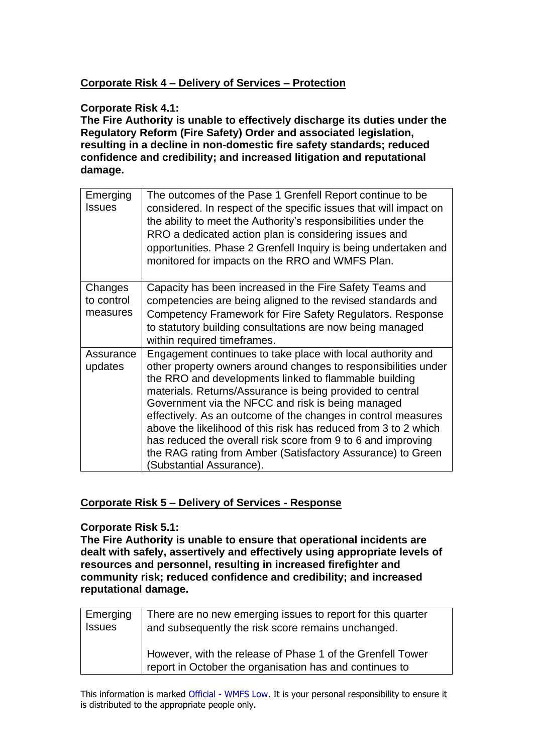**Corporate Risk 4 – Delivery of Services – Protection**

**Corporate Risk 4.1:**
**The Fire Authority is unable to effectively discharge its duties under the Regulatory Reform (Fire Safety) Order and associated legislation, resulting in a decline in non-domestic fire safety standards; reduced confidence and credibility; and increased litigation and reputational damage.**

| | |
|---|---|
| Emerging Issues | The outcomes of the Pase 1 Grenfell Report continue to be considered. In respect of the specific issues that will impact on the ability to meet the Authority's responsibilities under the RRO a dedicated action plan is considering issues and opportunities. Phase 2 Grenfell Inquiry is being undertaken and monitored for impacts on the RRO and WMFS Plan. |
| Changes to control measures | Capacity has been increased in the Fire Safety Teams and competencies are being aligned to the revised standards and Competency Framework for Fire Safety Regulators. Response to statutory building consultations are now being managed within required timeframes. |
| Assurance updates | Engagement continues to take place with local authority and other property owners around changes to responsibilities under the RRO and developments linked to flammable building materials. Returns/Assurance is being provided to central Government via the NFCC and risk is being managed effectively. As an outcome of the changes in control measures above the likelihood of this risk has reduced from 3 to 2 which has reduced the overall risk score from 9 to 6 and improving the RAG rating from Amber (Satisfactory Assurance) to Green (Substantial Assurance). |

**Corporate Risk 5 – Delivery of Services - Response**

**Corporate Risk 5.1:**
**The Fire Authority is unable to ensure that operational incidents are dealt with safely, assertively and effectively using appropriate levels of resources and personnel, resulting in increased firefighter and community risk; reduced confidence and credibility; and increased reputational damage.**

| | |
|---|---|
| Emerging Issues | There are no new emerging issues to report for this quarter and subsequently the risk score remains unchanged.<br><br>However, with the release of Phase 1 of the Grenfell Tower report in October the organisation has and continues to |

This information is marked Official - WMFS Low. It is your personal responsibility to ensure it is distributed to the appropriate people only.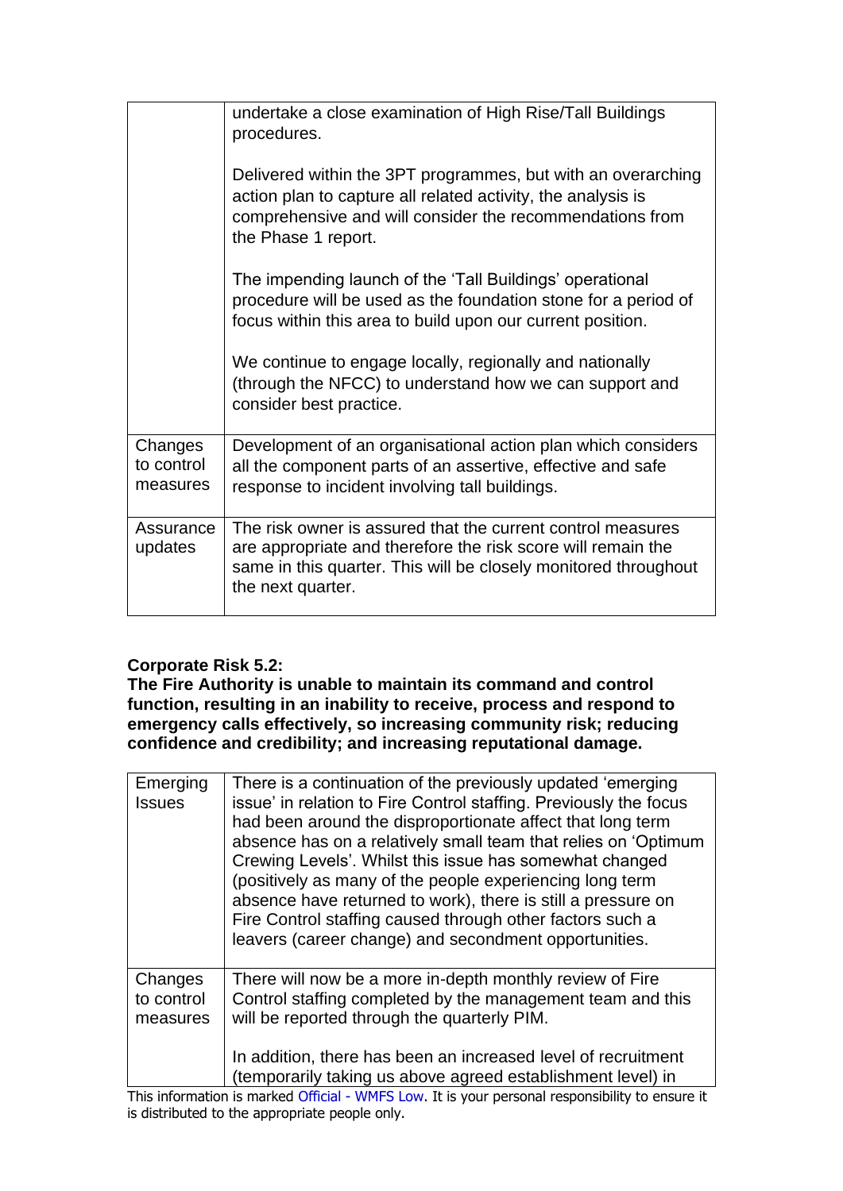| | |
|---|---|
| | undertake a close examination of High Rise/Tall Buildings procedures.<br><br>Delivered within the 3PT programmes, but with an overarching action plan to capture all related activity, the analysis is comprehensive and will consider the recommendations from the Phase 1 report.<br><br>The impending launch of the 'Tall Buildings' operational procedure will be used as the foundation stone for a period of focus within this area to build upon our current position.<br><br>We continue to engage locally, regionally and nationally (through the NFCC) to understand how we can support and consider best practice. |
| Changes to control measures | Development of an organisational action plan which considers all the component parts of an assertive, effective and safe response to incident involving tall buildings. |
| Assurance updates | The risk owner is assured that the current control measures are appropriate and therefore the risk score will remain the same in this quarter. This will be closely monitored throughout the next quarter. |

**Corporate Risk 5.2:**
**The Fire Authority is unable to maintain its command and control function, resulting in an inability to receive, process and respond to emergency calls effectively, so increasing community risk; reducing confidence and credibility; and increasing reputational damage.**

| | |
|---|---|
| Emerging Issues | There is a continuation of the previously updated 'emerging issue' in relation to Fire Control staffing. Previously the focus had been around the disproportionate affect that long term absence has on a relatively small team that relies on 'Optimum Crewing Levels'. Whilst this issue has somewhat changed (positively as many of the people experiencing long term absence have returned to work), there is still a pressure on Fire Control staffing caused through other factors such a leavers (career change) and secondment opportunities. |
| Changes to control measures | There will now be a more in-depth monthly review of Fire Control staffing completed by the management team and this will be reported through the quarterly PIM.<br><br>In addition, there has been an increased level of recruitment (temporarily taking us above agreed establishment level) in |

This information is marked Official - WMFS Low. It is your personal responsibility to ensure it is distributed to the appropriate people only.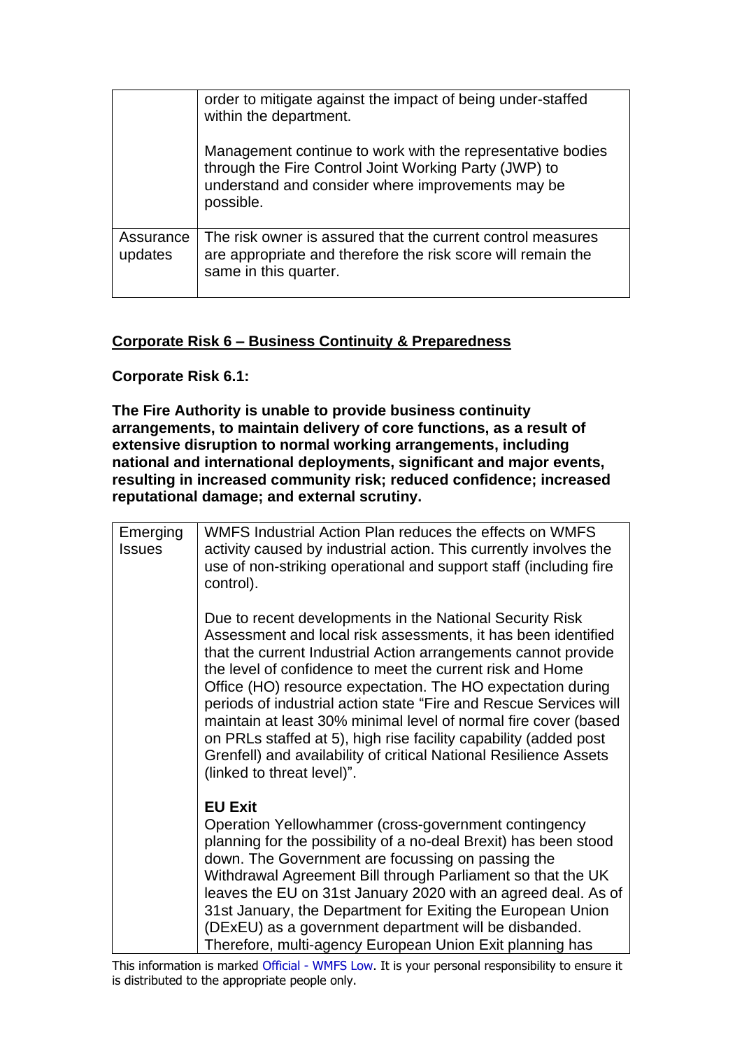| | |
|---|---|
| | order to mitigate against the impact of being under-staffed within the department.<br><br>Management continue to work with the representative bodies through the Fire Control Joint Working Party (JWP) to understand and consider where improvements may be possible. |
| Assurance updates | The risk owner is assured that the current control measures are appropriate and therefore the risk score will remain the same in this quarter. |

**Corporate Risk 6 – Business Continuity & Preparedness**

**Corporate Risk 6.1:**

**The Fire Authority is unable to provide business continuity arrangements, to maintain delivery of core functions, as a result of extensive disruption to normal working arrangements, including national and international deployments, significant and major events, resulting in increased community risk; reduced confidence; increased reputational damage; and external scrutiny.**

| | |
|---|---|
| Emerging Issues | WMFS Industrial Action Plan reduces the effects on WMFS activity caused by industrial action. This currently involves the use of non-striking operational and support staff (including fire control).<br><br>Due to recent developments in the National Security Risk Assessment and local risk assessments, it has been identified that the current Industrial Action arrangements cannot provide the level of confidence to meet the current risk and Home Office (HO) resource expectation. The HO expectation during periods of industrial action state "Fire and Rescue Services will maintain at least 30% minimal level of normal fire cover (based on PRLs staffed at 5), high rise facility capability (added post Grenfell) and availability of critical National Resilience Assets (linked to threat level)".<br><br>**EU Exit**<br>Operation Yellowhammer (cross-government contingency planning for the possibility of a no-deal Brexit) has been stood down. The Government are focussing on passing the Withdrawal Agreement Bill through Parliament so that the UK leaves the EU on 31st January 2020 with an agreed deal. As of 31st January, the Department for Exiting the European Union (DExEU) as a government department will be disbanded. Therefore, multi-agency European Union Exit planning has |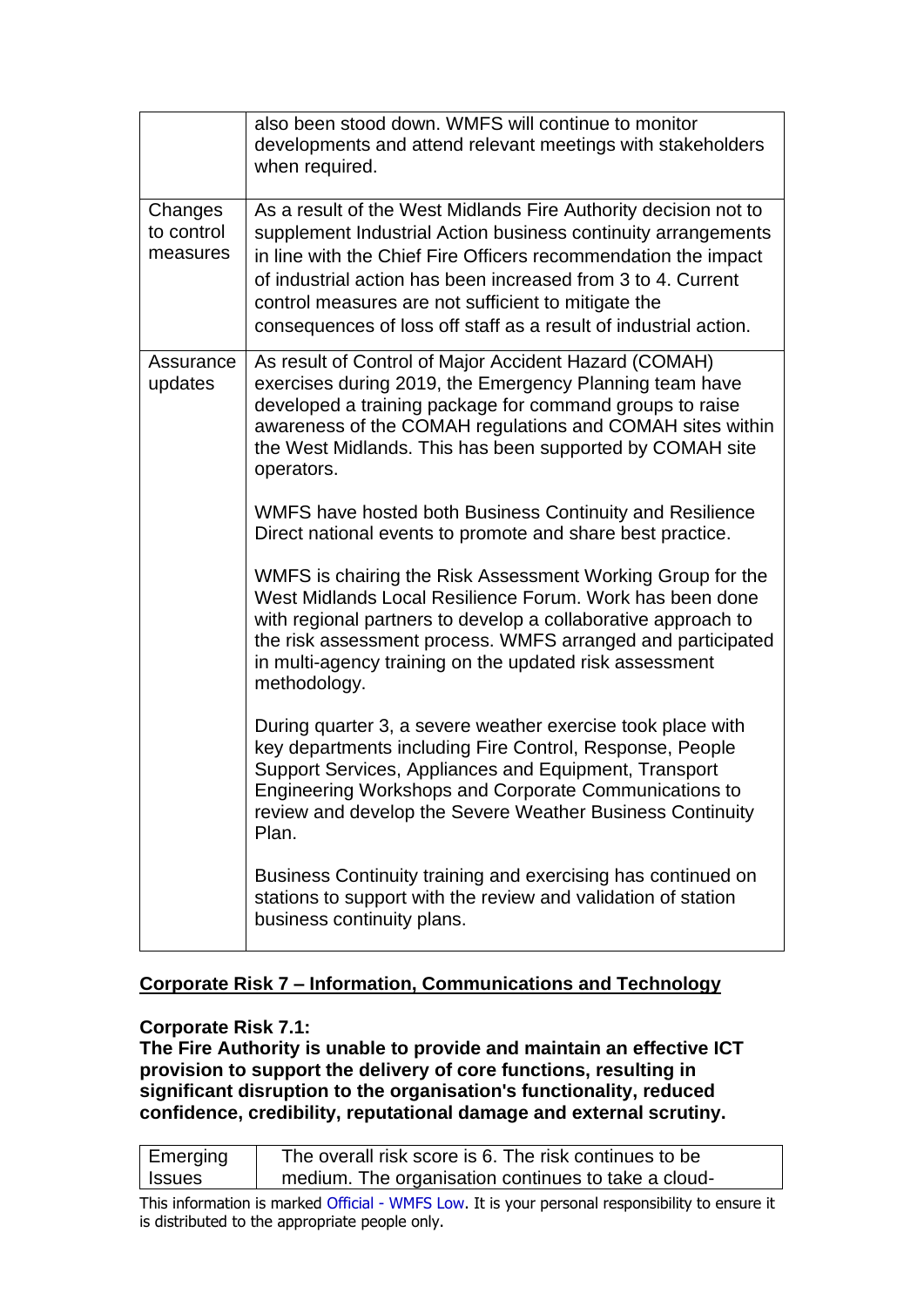| | |
|---|---|
| | also been stood down. WMFS will continue to monitor developments and attend relevant meetings with stakeholders when required. |
| Changes to control measures | As a result of the West Midlands Fire Authority decision not to supplement Industrial Action business continuity arrangements in line with the Chief Fire Officers recommendation the impact of industrial action has been increased from 3 to 4. Current control measures are not sufficient to mitigate the consequences of loss off staff as a result of industrial action. |
| Assurance updates | As result of Control of Major Accident Hazard (COMAH) exercises during 2019, the Emergency Planning team have developed a training package for command groups to raise awareness of the COMAH regulations and COMAH sites within the West Midlands. This has been supported by COMAH site operators.<br><br>WMFS have hosted both Business Continuity and Resilience Direct national events to promote and share best practice.<br><br>WMFS is chairing the Risk Assessment Working Group for the West Midlands Local Resilience Forum. Work has been done with regional partners to develop a collaborative approach to the risk assessment process. WMFS arranged and participated in multi-agency training on the updated risk assessment methodology.<br><br>During quarter 3, a severe weather exercise took place with key departments including Fire Control, Response, People Support Services, Appliances and Equipment, Transport Engineering Workshops and Corporate Communications to review and develop the Severe Weather Business Continuity Plan.<br><br>Business Continuity training and exercising has continued on stations to support with the review and validation of station business continuity plans. |

**<u>Corporate Risk 7 – Information, Communications and Technology</u>**

**Corporate Risk 7.1:**
**The Fire Authority is unable to provide and maintain an effective ICT provision to support the delivery of core functions, resulting in significant disruption to the organisation's functionality, reduced confidence, credibility, reputational damage and external scrutiny.**

| | |
|---|---|
| Emerging Issues | The overall risk score is 6. The risk continues to be medium. The organisation continues to take a cloud- |

This information is marked Official - WMFS Low. It is your personal responsibility to ensure it is distributed to the appropriate people only.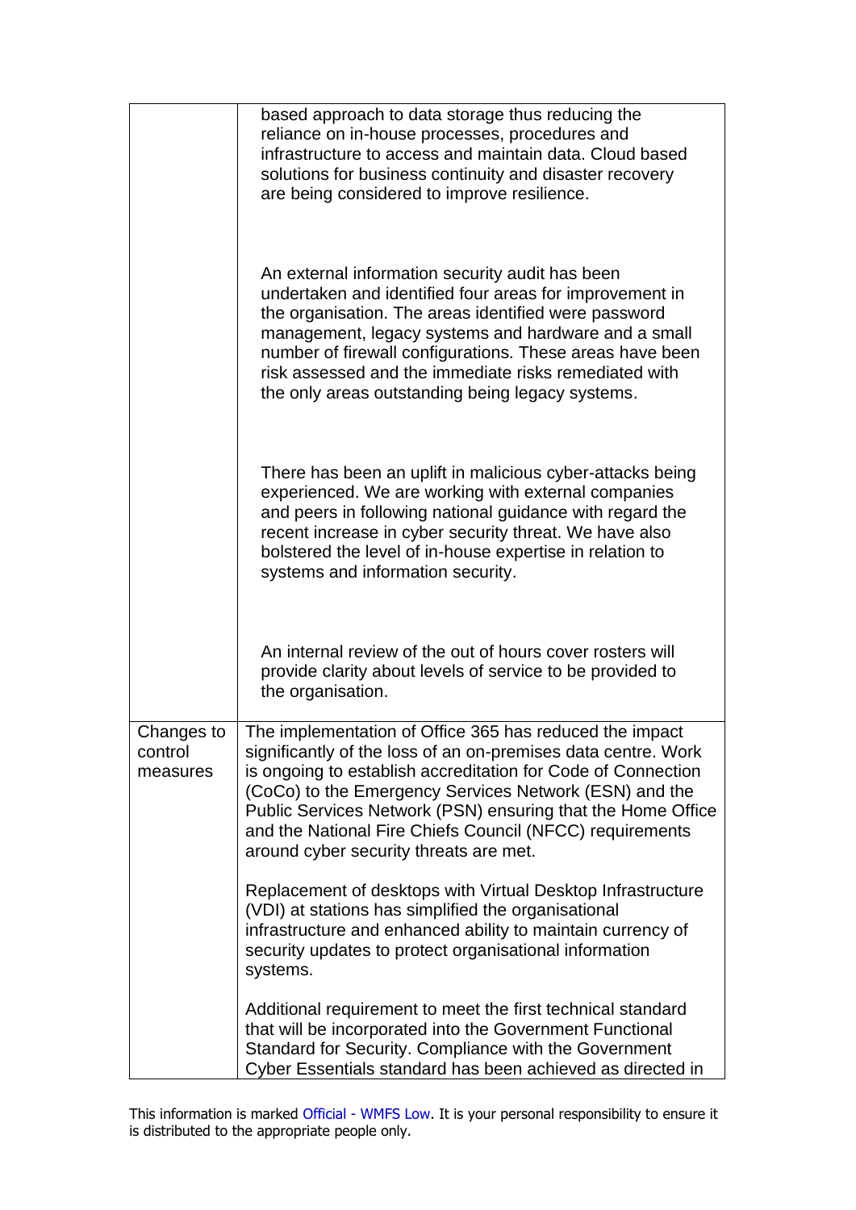| | |
|---|---|
| | based approach to data storage thus reducing the reliance on in-house processes, procedures and infrastructure to access and maintain data. Cloud based solutions for business continuity and disaster recovery are being considered to improve resilience.<br><br>An external information security audit has been undertaken and identified four areas for improvement in the organisation. The areas identified were password management, legacy systems and hardware and a small number of firewall configurations. These areas have been risk assessed and the immediate risks remediated with the only areas outstanding being legacy systems.<br><br>There has been an uplift in malicious cyber-attacks being experienced. We are working with external companies and peers in following national guidance with regard the recent increase in cyber security threat. We have also bolstered the level of in-house expertise in relation to systems and information security.<br><br>An internal review of the out of hours cover rosters will provide clarity about levels of service to be provided to the organisation. |
| Changes to control measures | The implementation of Office 365 has reduced the impact significantly of the loss of an on-premises data centre. Work is ongoing to establish accreditation for Code of Connection (CoCo) to the Emergency Services Network (ESN) and the Public Services Network (PSN) ensuring that the Home Office and the National Fire Chiefs Council (NFCC) requirements around cyber security threats are met.<br><br>Replacement of desktops with Virtual Desktop Infrastructure (VDI) at stations has simplified the organisational infrastructure and enhanced ability to maintain currency of security updates to protect organisational information systems.<br><br>Additional requirement to meet the first technical standard that will be incorporated into the Government Functional Standard for Security. Compliance with the Government Cyber Essentials standard has been achieved as directed in |

This information is marked Official - WMFS Low. It is your personal responsibility to ensure it is distributed to the appropriate people only.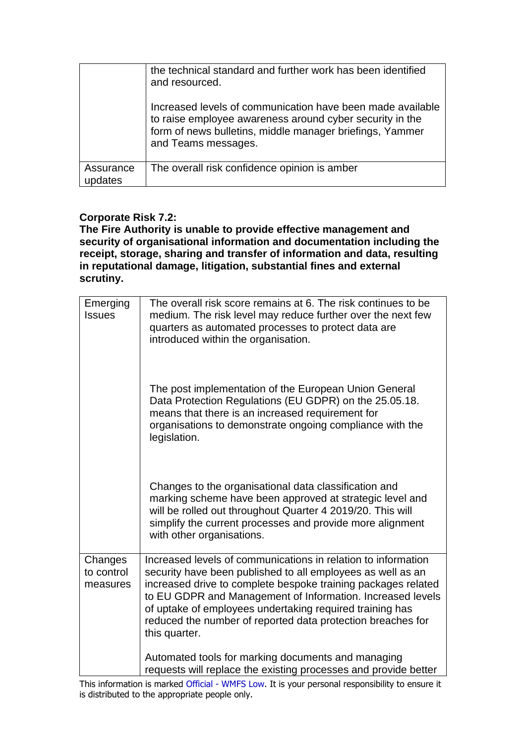|  | the technical standard and further work has been identified and resourced.<br><br>Increased levels of communication have been made available to raise employee awareness around cyber security in the form of news bulletins, middle manager briefings, Yammer and Teams messages. |
|---|---|
| Assurance updates | The overall risk confidence opinion is amber |

**Corporate Risk 7.2:**
**The Fire Authority is unable to provide effective management and security of organisational information and documentation including the receipt, storage, sharing and transfer of information and data, resulting in reputational damage, litigation, substantial fines and external scrutiny.**

| Emerging Issues | The overall risk score remains at 6. The risk continues to be medium. The risk level may reduce further over the next few quarters as automated processes to protect data are introduced within the organisation.<br><br>The post implementation of the European Union General Data Protection Regulations (EU GDPR) on the 25.05.18. means that there is an increased requirement for organisations to demonstrate ongoing compliance with the legislation.<br><br>Changes to the organisational data classification and marking scheme have been approved at strategic level and will be rolled out throughout Quarter 4 2019/20. This will simplify the current processes and provide more alignment with other organisations. |
|---|---|
| Changes to control measures | Increased levels of communications in relation to information security have been published to all employees as well as an increased drive to complete bespoke training packages related to EU GDPR and Management of Information. Increased levels of uptake of employees undertaking required training has reduced the number of reported data protection breaches for this quarter.<br><br>Automated tools for marking documents and managing requests will replace the existing processes and provide better |

This information is marked Official - WMFS Low. It is your personal responsibility to ensure it is distributed to the appropriate people only.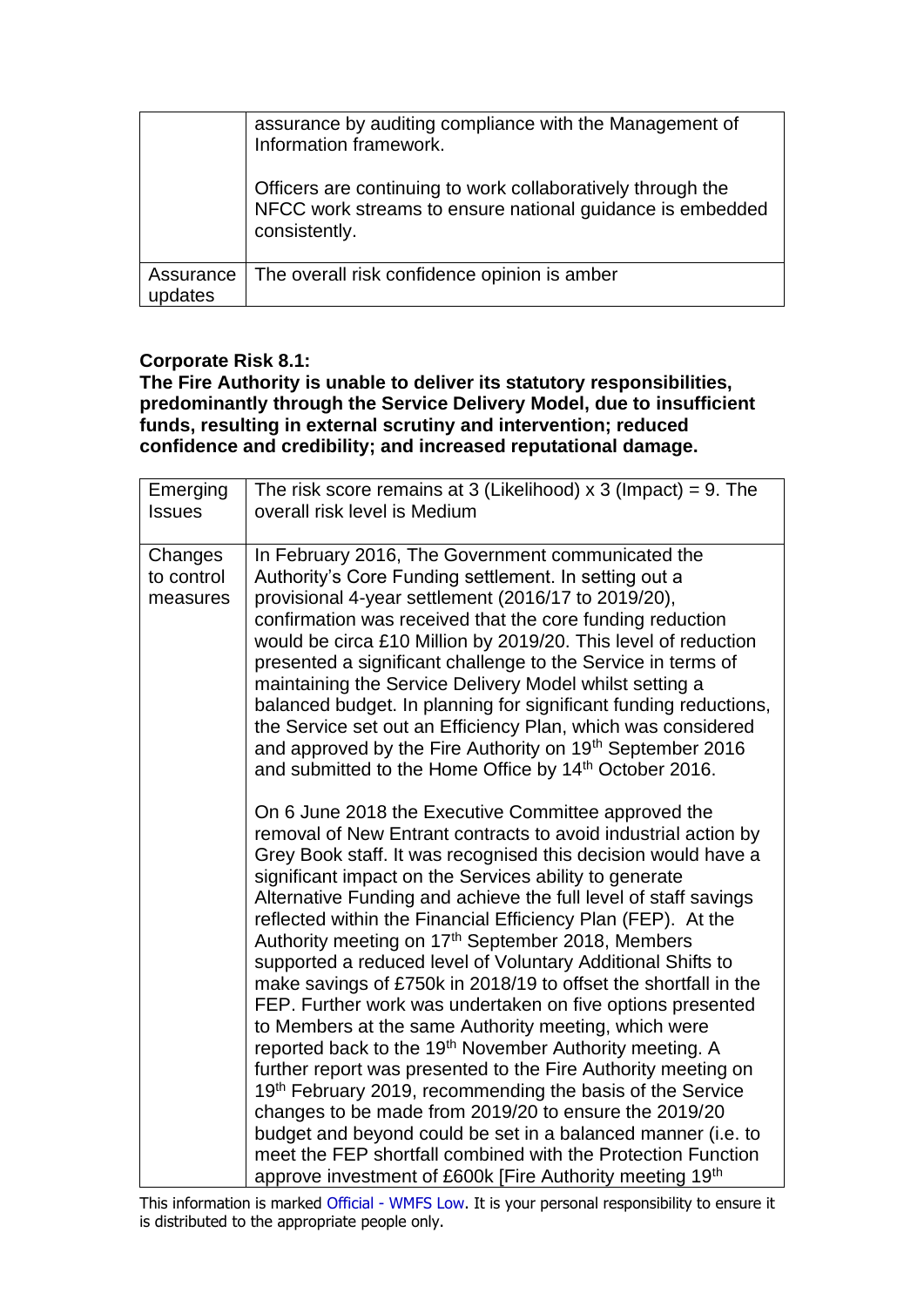| | |
|---|---|
| | assurance by auditing compliance with the Management of Information framework.<br><br>Officers are continuing to work collaboratively through the NFCC work streams to ensure national guidance is embedded consistently. |
| Assurance updates | The overall risk confidence opinion is amber |

**Corporate Risk 8.1:**
**The Fire Authority is unable to deliver its statutory responsibilities, predominantly through the Service Delivery Model, due to insufficient funds, resulting in external scrutiny and intervention; reduced confidence and credibility; and increased reputational damage.**

| | |
|---|---|
| Emerging Issues | The risk score remains at 3 (Likelihood) x 3 (Impact) = 9. The overall risk level is Medium |
| Changes to control measures | In February 2016, The Government communicated the Authority's Core Funding settlement. In setting out a provisional 4-year settlement (2016/17 to 2019/20), confirmation was received that the core funding reduction would be circa £10 Million by 2019/20. This level of reduction presented a significant challenge to the Service in terms of maintaining the Service Delivery Model whilst setting a balanced budget. In planning for significant funding reductions, the Service set out an Efficiency Plan, which was considered and approved by the Fire Authority on 19th September 2016 and submitted to the Home Office by 14th October 2016.<br><br>On 6 June 2018 the Executive Committee approved the removal of New Entrant contracts to avoid industrial action by Grey Book staff. It was recognised this decision would have a significant impact on the Services ability to generate Alternative Funding and achieve the full level of staff savings reflected within the Financial Efficiency Plan (FEP). At the Authority meeting on 17th September 2018, Members supported a reduced level of Voluntary Additional Shifts to make savings of £750k in 2018/19 to offset the shortfall in the FEP. Further work was undertaken on five options presented to Members at the same Authority meeting, which were reported back to the 19th November Authority meeting. A further report was presented to the Fire Authority meeting on 19th February 2019, recommending the basis of the Service changes to be made from 2019/20 to ensure the 2019/20 budget and beyond could be set in a balanced manner (i.e. to meet the FEP shortfall combined with the Protection Function approve investment of £600k [Fire Authority meeting 19th |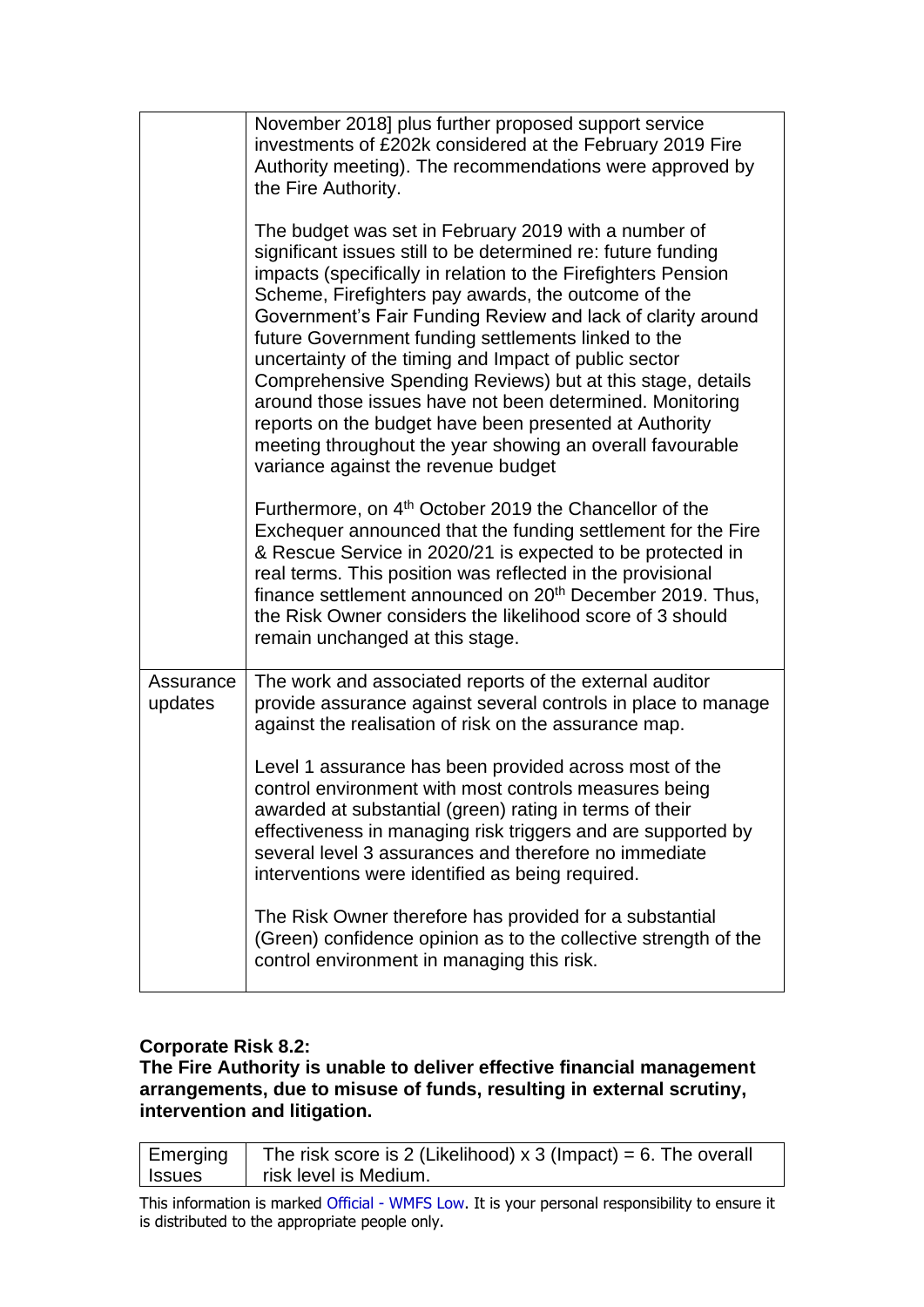| | |
|---|---|
| | November 2018] plus further proposed support service investments of £202k considered at the February 2019 Fire Authority meeting). The recommendations were approved by the Fire Authority.<br><br>The budget was set in February 2019 with a number of significant issues still to be determined re: future funding impacts (specifically in relation to the Firefighters Pension Scheme, Firefighters pay awards, the outcome of the Government's Fair Funding Review and lack of clarity around future Government funding settlements linked to the uncertainty of the timing and Impact of public sector Comprehensive Spending Reviews) but at this stage, details around those issues have not been determined. Monitoring reports on the budget have been presented at Authority meeting throughout the year showing an overall favourable variance against the revenue budget<br><br>Furthermore, on 4th October 2019 the Chancellor of the Exchequer announced that the funding settlement for the Fire & Rescue Service in 2020/21 is expected to be protected in real terms. This position was reflected in the provisional finance settlement announced on 20th December 2019. Thus, the Risk Owner considers the likelihood score of 3 should remain unchanged at this stage. |
| Assurance updates | The work and associated reports of the external auditor provide assurance against several controls in place to manage against the realisation of risk on the assurance map.<br><br>Level 1 assurance has been provided across most of the control environment with most controls measures being awarded at substantial (green) rating in terms of their effectiveness in managing risk triggers and are supported by several level 3 assurances and therefore no immediate interventions were identified as being required.<br><br>The Risk Owner therefore has provided for a substantial (Green) confidence opinion as to the collective strength of the control environment in managing this risk. |

**Corporate Risk 8.2:**
**The Fire Authority is unable to deliver effective financial management arrangements, due to misuse of funds, resulting in external scrutiny, intervention and litigation.**

| | |
|---|---|
| Emerging Issues | The risk score is 2 (Likelihood) x 3 (Impact) = 6. The overall risk level is Medium. |

This information is marked Official - WMFS Low. It is your personal responsibility to ensure it is distributed to the appropriate people only.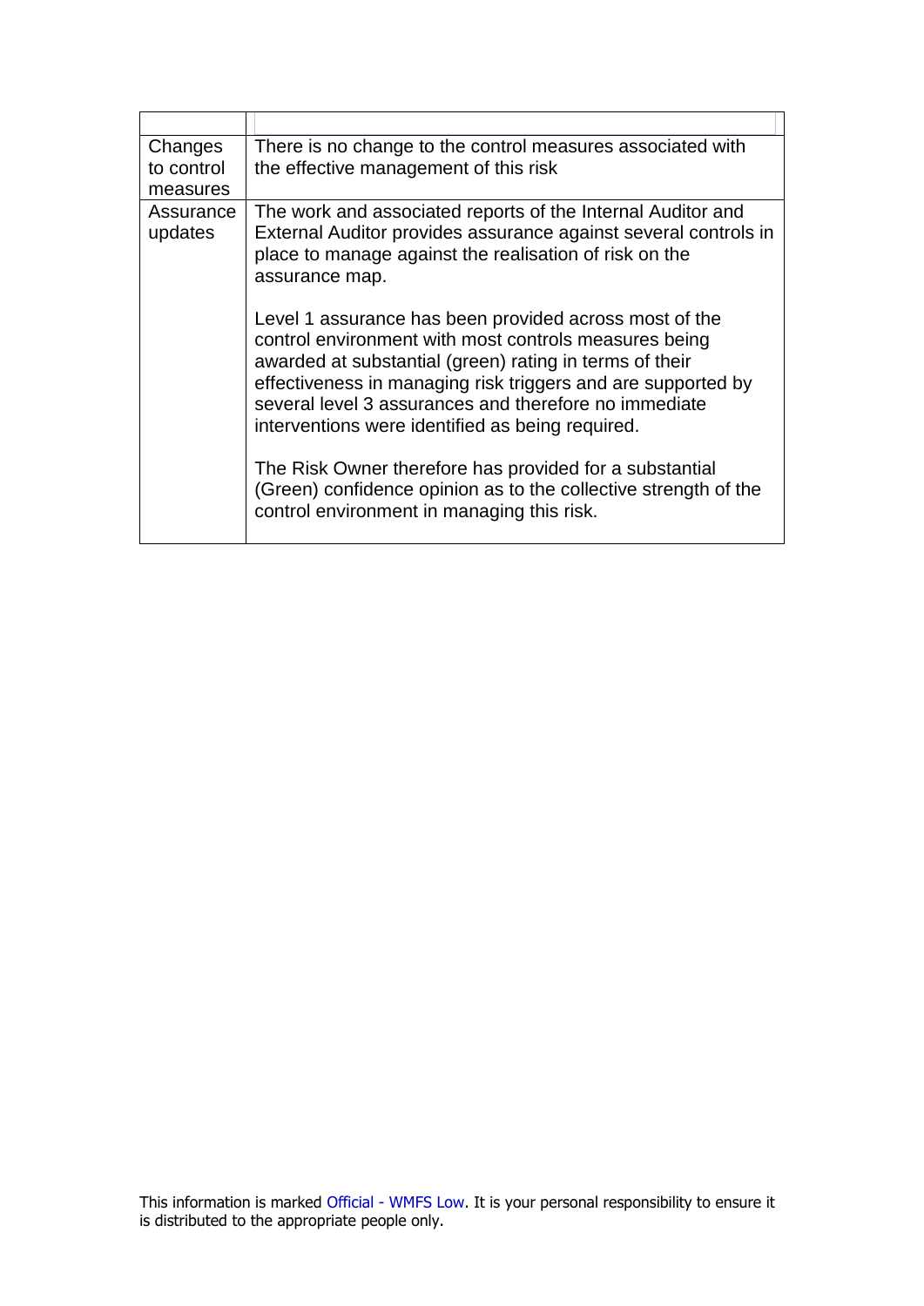| | |
|---|---|
| Changes to control measures | There is no change to the control measures associated with the effective management of this risk |
| Assurance updates | The work and associated reports of the Internal Auditor and External Auditor provides assurance against several controls in place to manage against the realisation of risk on the assurance map.<br><br>Level 1 assurance has been provided across most of the control environment with most controls measures being awarded at substantial (green) rating in terms of their effectiveness in managing risk triggers and are supported by several level 3 assurances and therefore no immediate interventions were identified as being required.<br><br>The Risk Owner therefore has provided for a substantial (Green) confidence opinion as to the collective strength of the control environment in managing this risk. |

This information is marked Official - WMFS Low. It is your personal responsibility to ensure it is distributed to the appropriate people only.